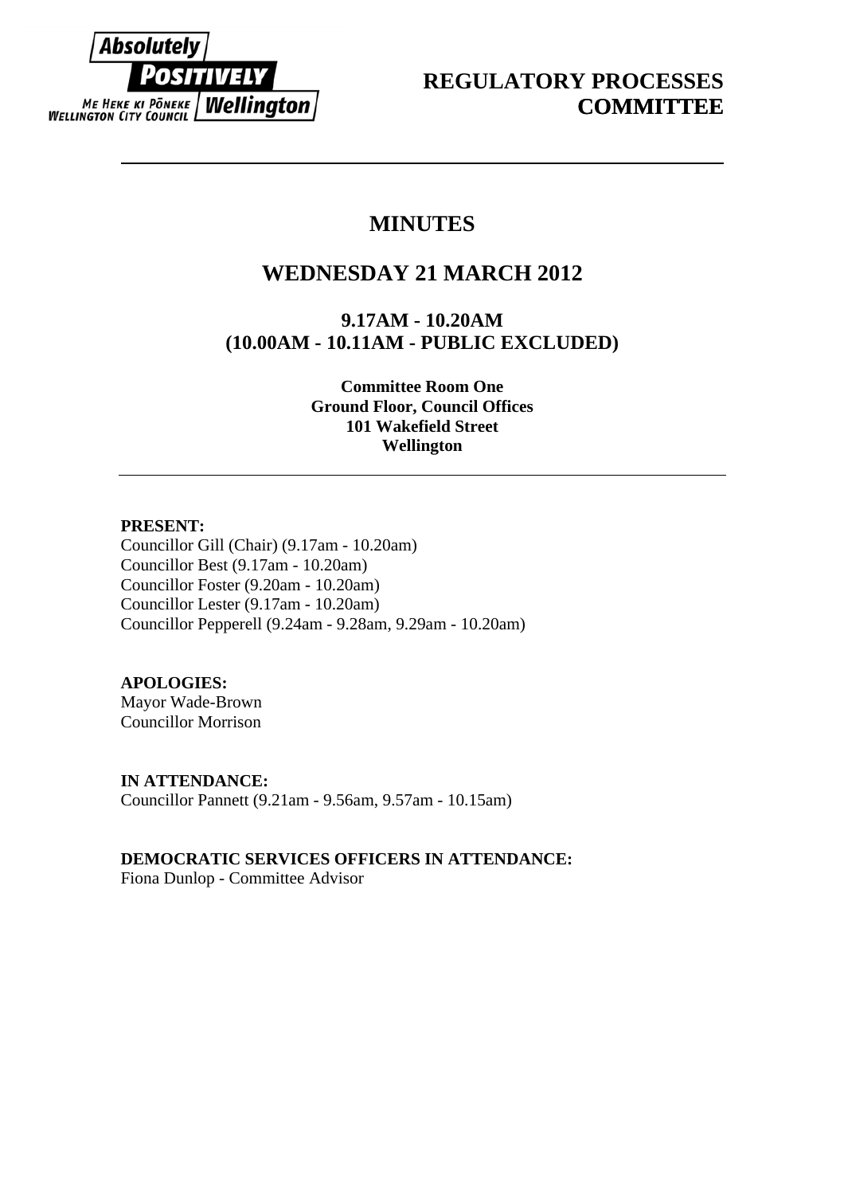Absolutely POSITIVELY ME HEKE KI PŌNEKE Wellington WELLINGTON CITY COUNCIL

# REGULATORY PROCESSES COMMITTEE

---

## MINUTES

## WEDNESDAY 21 MARCH 2012

### 9.17AM - 10.20AM
### (10.00AM - 10.11AM - PUBLIC EXCLUDED)

**Committee Room One**
**Ground Floor, Council Offices**
**101 Wakefield Street**
**Wellington**

---

**PRESENT:**
Councillor Gill (Chair) (9.17am - 10.20am)
Councillor Best (9.17am - 10.20am)
Councillor Foster (9.20am - 10.20am)
Councillor Lester (9.17am - 10.20am)
Councillor Pepperell (9.24am - 9.28am, 9.29am - 10.20am)

**APOLOGIES:**
Mayor Wade-Brown
Councillor Morrison

**IN ATTENDANCE:**
Councillor Pannett (9.21am - 9.56am, 9.57am - 10.15am)

**DEMOCRATIC SERVICES OFFICERS IN ATTENDANCE:**
Fiona Dunlop - Committee Advisor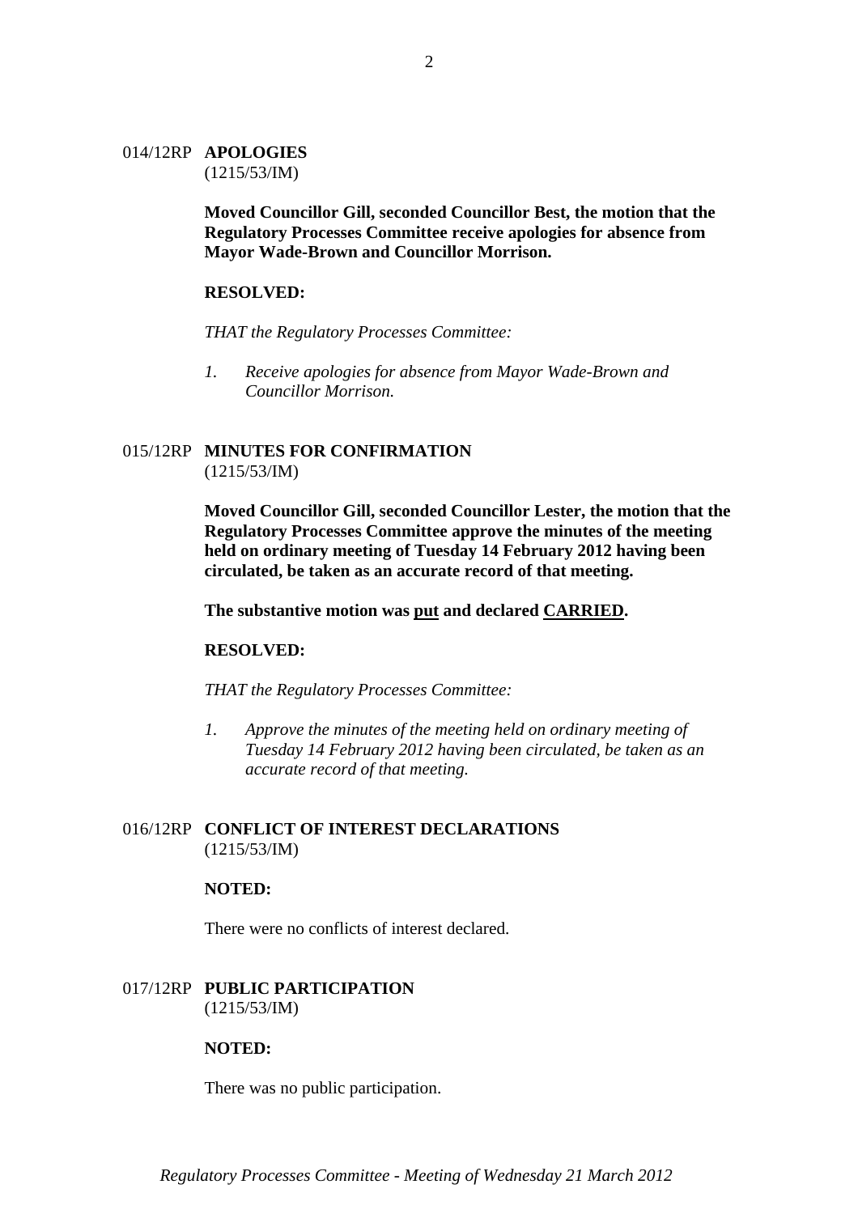014/12RP **APOLOGIES**
(1215/53/IM)

**Moved Councillor Gill, seconded Councillor Best, the motion that the Regulatory Processes Committee receive apologies for absence from Mayor Wade-Brown and Councillor Morrison.**

**RESOLVED:**

*THAT the Regulatory Processes Committee:*

1. *Receive apologies for absence from Mayor Wade-Brown and Councillor Morrison.*

015/12RP **MINUTES FOR CONFIRMATION**
(1215/53/IM)

**Moved Councillor Gill, seconded Councillor Lester, the motion that the Regulatory Processes Committee approve the minutes of the meeting held on ordinary meeting of Tuesday 14 February 2012 having been circulated, be taken as an accurate record of that meeting.**

**The substantive motion was <u>put</u> and declared <u>CARRIED</u>.**

**RESOLVED:**

*THAT the Regulatory Processes Committee:*

1. *Approve the minutes of the meeting held on ordinary meeting of Tuesday 14 February 2012 having been circulated, be taken as an accurate record of that meeting.*

016/12RP **CONFLICT OF INTEREST DECLARATIONS**
(1215/53/IM)

**NOTED:**

There were no conflicts of interest declared.

017/12RP **PUBLIC PARTICIPATION**
(1215/53/IM)

**NOTED:**

There was no public participation.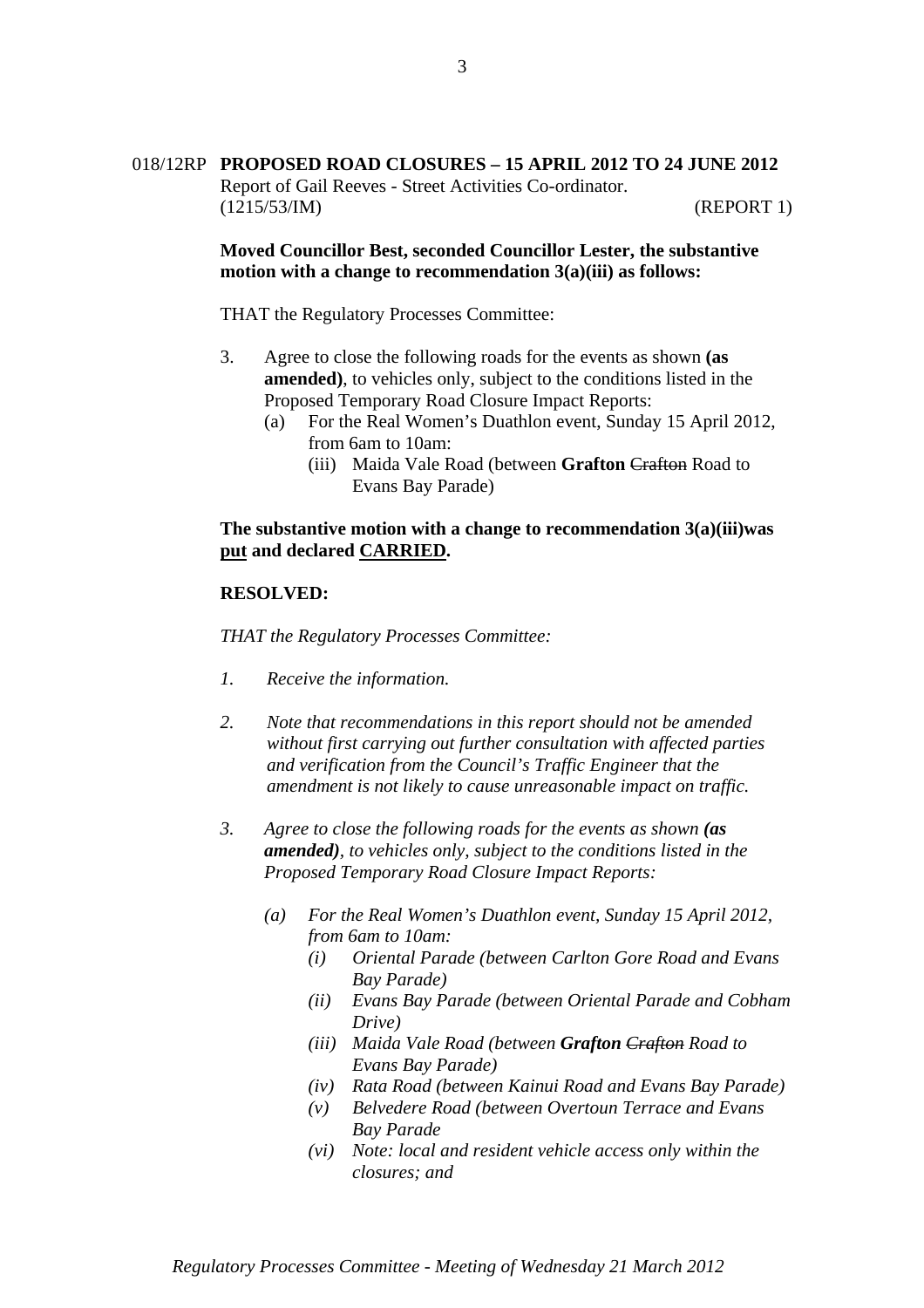018/12RP **PROPOSED ROAD CLOSURES – 15 APRIL 2012 TO 24 JUNE 2012**
Report of Gail Reeves - Street Activities Co-ordinator.
(1215/53/IM) (REPORT 1)

**Moved Councillor Best, seconded Councillor Lester, the substantive motion with a change to recommendation 3(a)(iii) as follows:**

THAT the Regulatory Processes Committee:

3. Agree to close the following roads for the events as shown **(as amended)**, to vehicles only, subject to the conditions listed in the Proposed Temporary Road Closure Impact Reports:
   (a) For the Real Women's Duathlon event, Sunday 15 April 2012, from 6am to 10am:
      (iii) Maida Vale Road (between **Grafton** ~~Crafton~~ Road to Evans Bay Parade)

**The substantive motion with a change to recommendation 3(a)(iii)was <u>put</u> and declared <u>CARRIED</u>.**

**RESOLVED:**

*THAT the Regulatory Processes Committee:*

*1. Receive the information.*

*2. Note that recommendations in this report should not be amended without first carrying out further consultation with affected parties and verification from the Council's Traffic Engineer that the amendment is not likely to cause unreasonable impact on traffic.*

*3. Agree to close the following roads for the events as shown **(as amended)**, to vehicles only, subject to the conditions listed in the Proposed Temporary Road Closure Impact Reports:*

   *(a) For the Real Women's Duathlon event, Sunday 15 April 2012, from 6am to 10am:*
      *(i) Oriental Parade (between Carlton Gore Road and Evans Bay Parade)*
      *(ii) Evans Bay Parade (between Oriental Parade and Cobham Drive)*
      *(iii) Maida Vale Road (between **Grafton** ~~Crafton~~ Road to Evans Bay Parade)*
      *(iv) Rata Road (between Kainui Road and Evans Bay Parade)*
      *(v) Belvedere Road (between Overtoun Terrace and Evans Bay Parade*
      *(vi) Note: local and resident vehicle access only within the closures; and*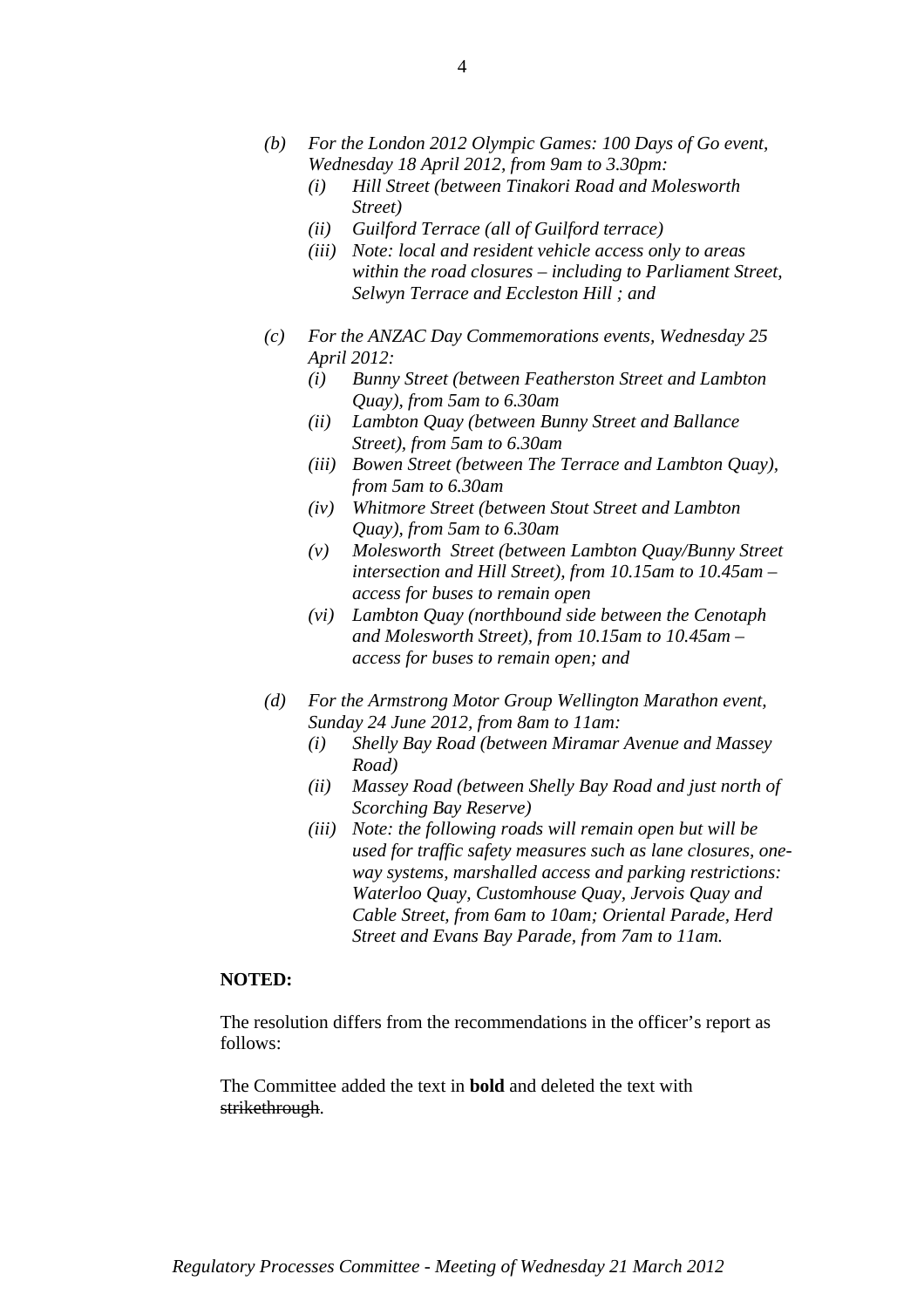*(b) For the London 2012 Olympic Games: 100 Days of Go event, Wednesday 18 April 2012, from 9am to 3.30pm:*

*(i) Hill Street (between Tinakori Road and Molesworth Street)*

*(ii) Guilford Terrace (all of Guilford terrace)*

*(iii) Note: local and resident vehicle access only to areas within the road closures – including to Parliament Street, Selwyn Terrace and Eccleston Hill ; and*

*(c) For the ANZAC Day Commemorations events, Wednesday 25 April 2012:*

*(i) Bunny Street (between Featherston Street and Lambton Quay), from 5am to 6.30am*

*(ii) Lambton Quay (between Bunny Street and Ballance Street), from 5am to 6.30am*

*(iii) Bowen Street (between The Terrace and Lambton Quay), from 5am to 6.30am*

*(iv) Whitmore Street (between Stout Street and Lambton Quay), from 5am to 6.30am*

*(v) Molesworth Street (between Lambton Quay/Bunny Street intersection and Hill Street), from 10.15am to 10.45am – access for buses to remain open*

*(vi) Lambton Quay (northbound side between the Cenotaph and Molesworth Street), from 10.15am to 10.45am – access for buses to remain open; and*

*(d) For the Armstrong Motor Group Wellington Marathon event, Sunday 24 June 2012, from 8am to 11am:*

*(i) Shelly Bay Road (between Miramar Avenue and Massey Road)*

*(ii) Massey Road (between Shelly Bay Road and just north of Scorching Bay Reserve)*

*(iii) Note: the following roads will remain open but will be used for traffic safety measures such as lane closures, one-way systems, marshalled access and parking restrictions: Waterloo Quay, Customhouse Quay, Jervois Quay and Cable Street, from 6am to 10am; Oriental Parade, Herd Street and Evans Bay Parade, from 7am to 11am.*

**NOTED:**

The resolution differs from the recommendations in the officer's report as follows:

The Committee added the text in **bold** and deleted the text with ~~strikethrough~~.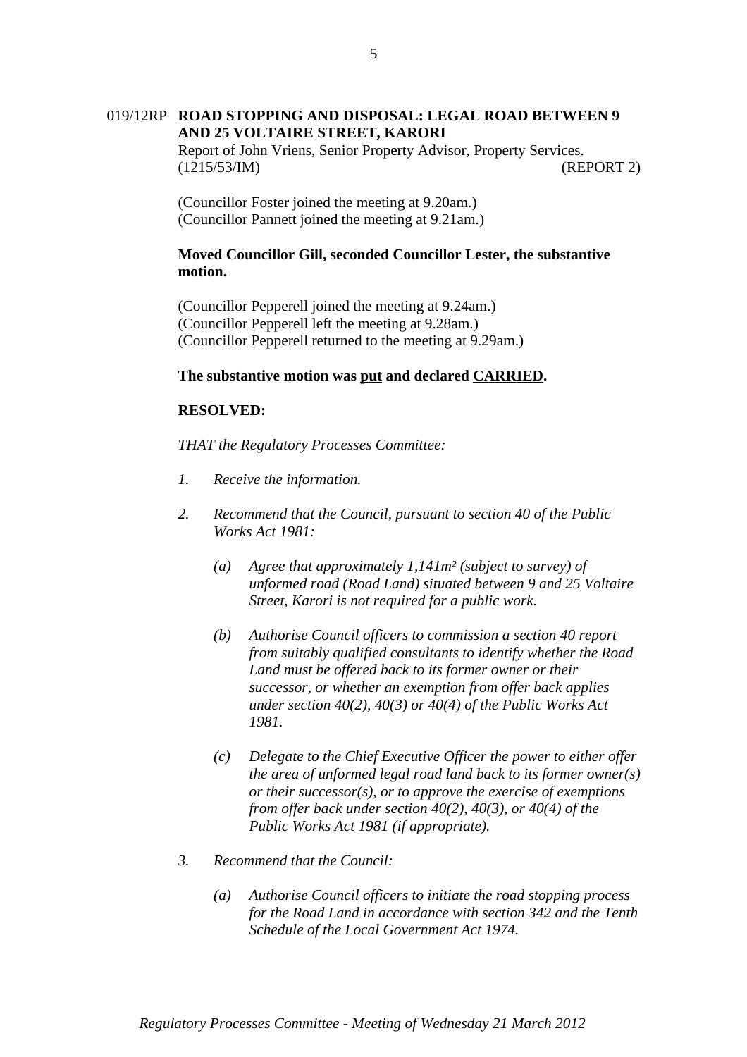### 019/12RP **ROAD STOPPING AND DISPOSAL: LEGAL ROAD BETWEEN 9 AND 25 VOLTAIRE STREET, KARORI**

Report of John Vriens, Senior Property Advisor, Property Services.
(1215/53/IM) (REPORT 2)

(Councillor Foster joined the meeting at 9.20am.)
(Councillor Pannett joined the meeting at 9.21am.)

**Moved Councillor Gill, seconded Councillor Lester, the substantive motion.**

(Councillor Pepperell joined the meeting at 9.24am.)
(Councillor Pepperell left the meeting at 9.28am.)
(Councillor Pepperell returned to the meeting at 9.29am.)

**The substantive motion was put and declared CARRIED.**

**RESOLVED:**

*THAT the Regulatory Processes Committee:*

1. *Receive the information.*

2. *Recommend that the Council, pursuant to section 40 of the Public Works Act 1981:*

   (a) *Agree that approximately 1,141m² (subject to survey) of unformed road (Road Land) situated between 9 and 25 Voltaire Street, Karori is not required for a public work.*

   (b) *Authorise Council officers to commission a section 40 report from suitably qualified consultants to identify whether the Road Land must be offered back to its former owner or their successor, or whether an exemption from offer back applies under section 40(2), 40(3) or 40(4) of the Public Works Act 1981.*

   (c) *Delegate to the Chief Executive Officer the power to either offer the area of unformed legal road land back to its former owner(s) or their successor(s), or to approve the exercise of exemptions from offer back under section 40(2), 40(3), or 40(4) of the Public Works Act 1981 (if appropriate).*

3. *Recommend that the Council:*

   (a) *Authorise Council officers to initiate the road stopping process for the Road Land in accordance with section 342 and the Tenth Schedule of the Local Government Act 1974.*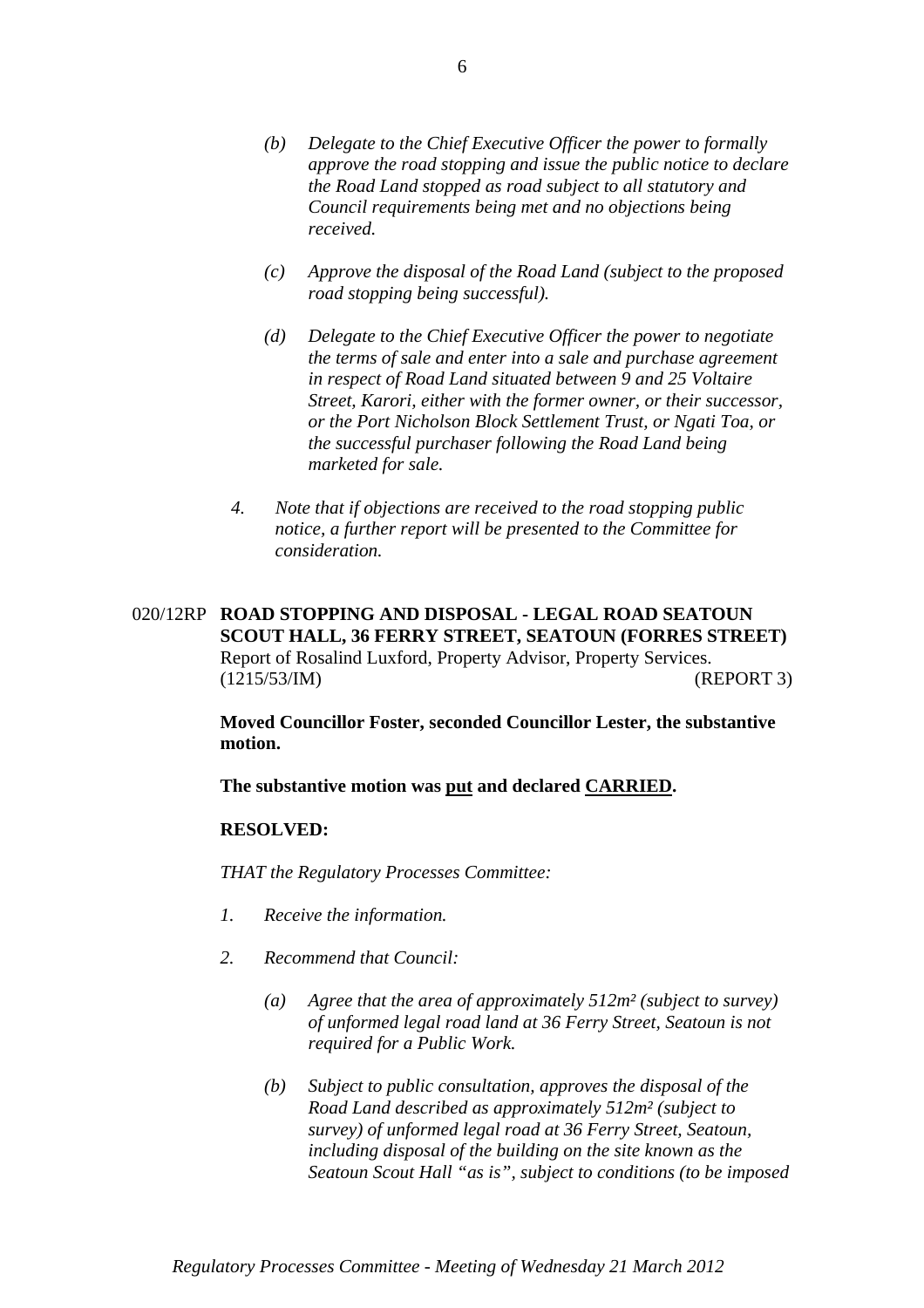*(b) Delegate to the Chief Executive Officer the power to formally approve the road stopping and issue the public notice to declare the Road Land stopped as road subject to all statutory and Council requirements being met and no objections being received.*

*(c) Approve the disposal of the Road Land (subject to the proposed road stopping being successful).*

*(d) Delegate to the Chief Executive Officer the power to negotiate the terms of sale and enter into a sale and purchase agreement in respect of Road Land situated between 9 and 25 Voltaire Street, Karori, either with the former owner, or their successor, or the Port Nicholson Block Settlement Trust, or Ngati Toa, or the successful purchaser following the Road Land being marketed for sale.*

*4. Note that if objections are received to the road stopping public notice, a further report will be presented to the Committee for consideration.*

020/12RP **ROAD STOPPING AND DISPOSAL - LEGAL ROAD SEATOUN SCOUT HALL, 36 FERRY STREET, SEATOUN (FORRES STREET)**
Report of Rosalind Luxford, Property Advisor, Property Services.
(1215/53/IM) (REPORT 3)

**Moved Councillor Foster, seconded Councillor Lester, the substantive motion.**

**The substantive motion was put and declared CARRIED.**

**RESOLVED:**

*THAT the Regulatory Processes Committee:*

*1. Receive the information.*

*2. Recommend that Council:*

*(a) Agree that the area of approximately 512m² (subject to survey) of unformed legal road land at 36 Ferry Street, Seatoun is not required for a Public Work.*

*(b) Subject to public consultation, approves the disposal of the Road Land described as approximately 512m² (subject to survey) of unformed legal road at 36 Ferry Street, Seatoun, including disposal of the building on the site known as the Seatoun Scout Hall "as is", subject to conditions (to be imposed*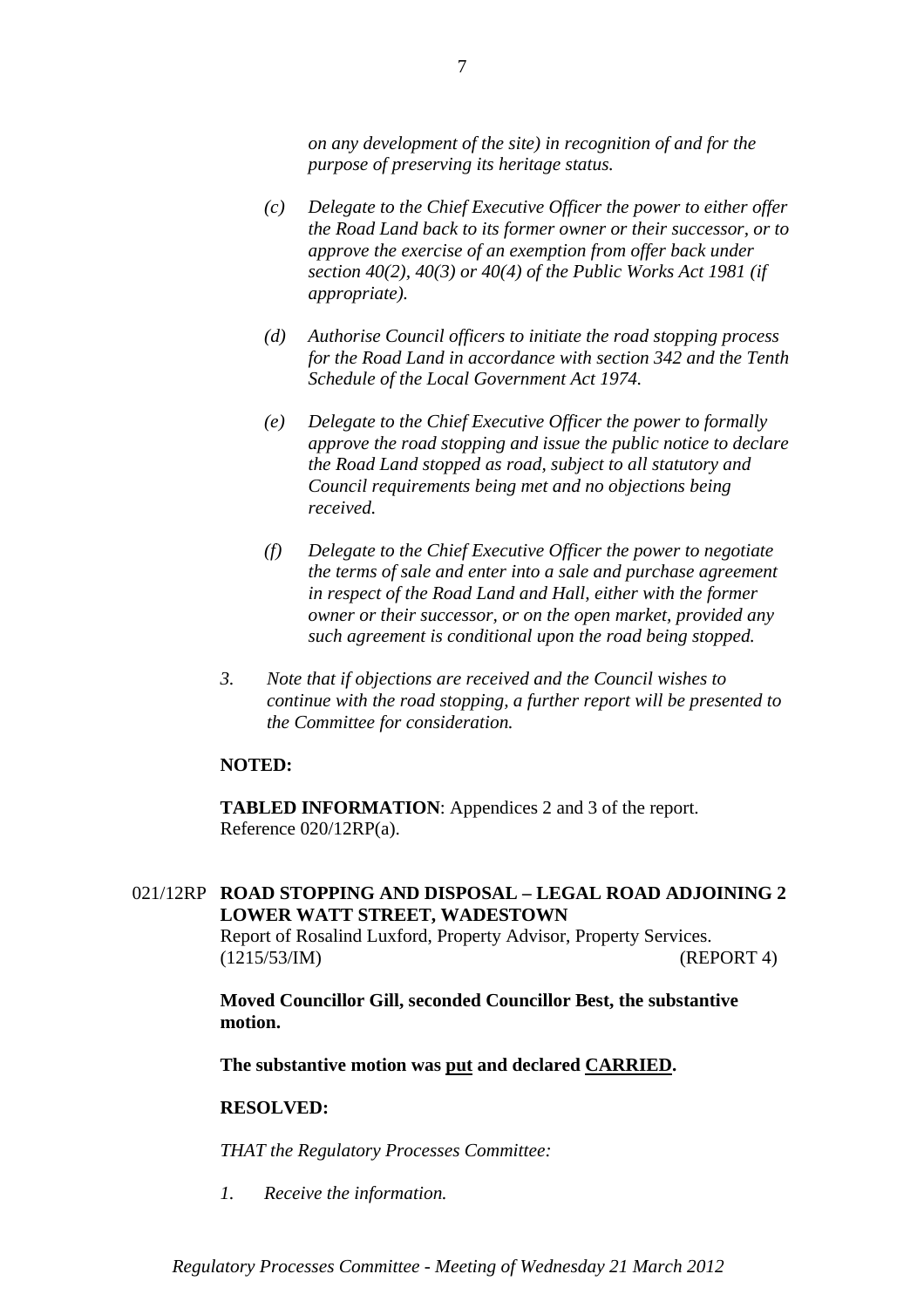*on any development of the site) in recognition of and for the purpose of preserving its heritage status.*

*(c) Delegate to the Chief Executive Officer the power to either offer the Road Land back to its former owner or their successor, or to approve the exercise of an exemption from offer back under section 40(2), 40(3) or 40(4) of the Public Works Act 1981 (if appropriate).*

*(d) Authorise Council officers to initiate the road stopping process for the Road Land in accordance with section 342 and the Tenth Schedule of the Local Government Act 1974.*

*(e) Delegate to the Chief Executive Officer the power to formally approve the road stopping and issue the public notice to declare the Road Land stopped as road, subject to all statutory and Council requirements being met and no objections being received.*

*(f) Delegate to the Chief Executive Officer the power to negotiate the terms of sale and enter into a sale and purchase agreement in respect of the Road Land and Hall, either with the former owner or their successor, or on the open market, provided any such agreement is conditional upon the road being stopped.*

*3. Note that if objections are received and the Council wishes to continue with the road stopping, a further report will be presented to the Committee for consideration.*

**NOTED:**

**TABLED INFORMATION**: Appendices 2 and 3 of the report.
Reference 020/12RP(a).

021/12RP **ROAD STOPPING AND DISPOSAL – LEGAL ROAD ADJOINING 2 LOWER WATT STREET, WADESTOWN**
Report of Rosalind Luxford, Property Advisor, Property Services.
(1215/53/IM) (REPORT 4)

**Moved Councillor Gill, seconded Councillor Best, the substantive motion.**

**The substantive motion was put and declared CARRIED.**

**RESOLVED:**

*THAT the Regulatory Processes Committee:*

*1. Receive the information.*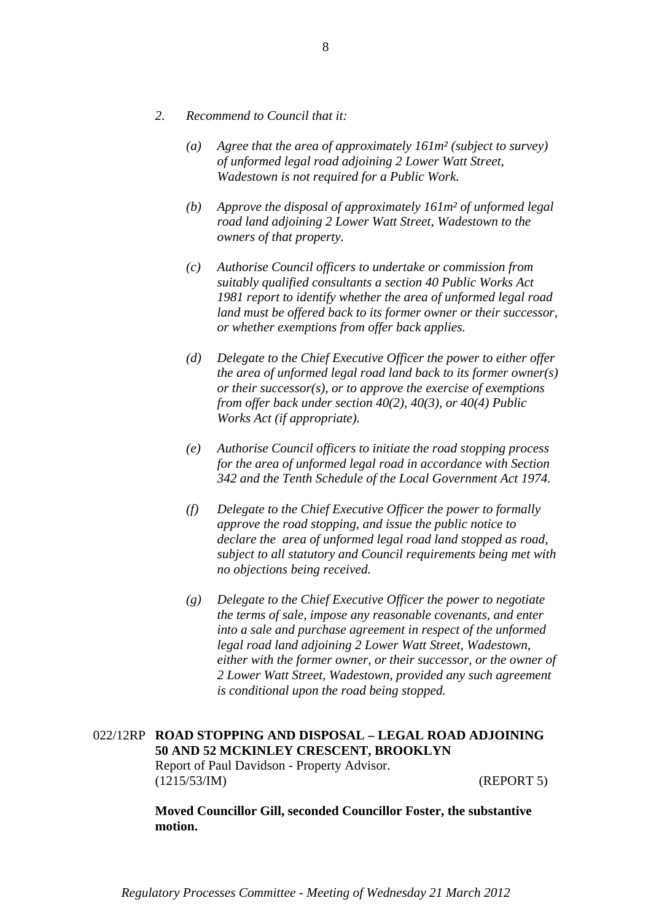*2. Recommend to Council that it:*

*(a) Agree that the area of approximately 161m² (subject to survey) of unformed legal road adjoining 2 Lower Watt Street, Wadestown is not required for a Public Work.*

*(b) Approve the disposal of approximately 161m² of unformed legal road land adjoining 2 Lower Watt Street, Wadestown to the owners of that property.*

*(c) Authorise Council officers to undertake or commission from suitably qualified consultants a section 40 Public Works Act 1981 report to identify whether the area of unformed legal road land must be offered back to its former owner or their successor, or whether exemptions from offer back applies.*

*(d) Delegate to the Chief Executive Officer the power to either offer the area of unformed legal road land back to its former owner(s) or their successor(s), or to approve the exercise of exemptions from offer back under section 40(2), 40(3), or 40(4) Public Works Act (if appropriate).*

*(e) Authorise Council officers to initiate the road stopping process for the area of unformed legal road in accordance with Section 342 and the Tenth Schedule of the Local Government Act 1974.*

*(f) Delegate to the Chief Executive Officer the power to formally approve the road stopping, and issue the public notice to declare the area of unformed legal road land stopped as road, subject to all statutory and Council requirements being met with no objections being received.*

*(g) Delegate to the Chief Executive Officer the power to negotiate the terms of sale, impose any reasonable covenants, and enter into a sale and purchase agreement in respect of the unformed legal road land adjoining 2 Lower Watt Street, Wadestown, either with the former owner, or their successor, or the owner of 2 Lower Watt Street, Wadestown, provided any such agreement is conditional upon the road being stopped.*

022/12RP **ROAD STOPPING AND DISPOSAL – LEGAL ROAD ADJOINING 50 AND 52 MCKINLEY CRESCENT, BROOKLYN**
Report of Paul Davidson - Property Advisor.
(1215/53/IM) (REPORT 5)

**Moved Councillor Gill, seconded Councillor Foster, the substantive motion.**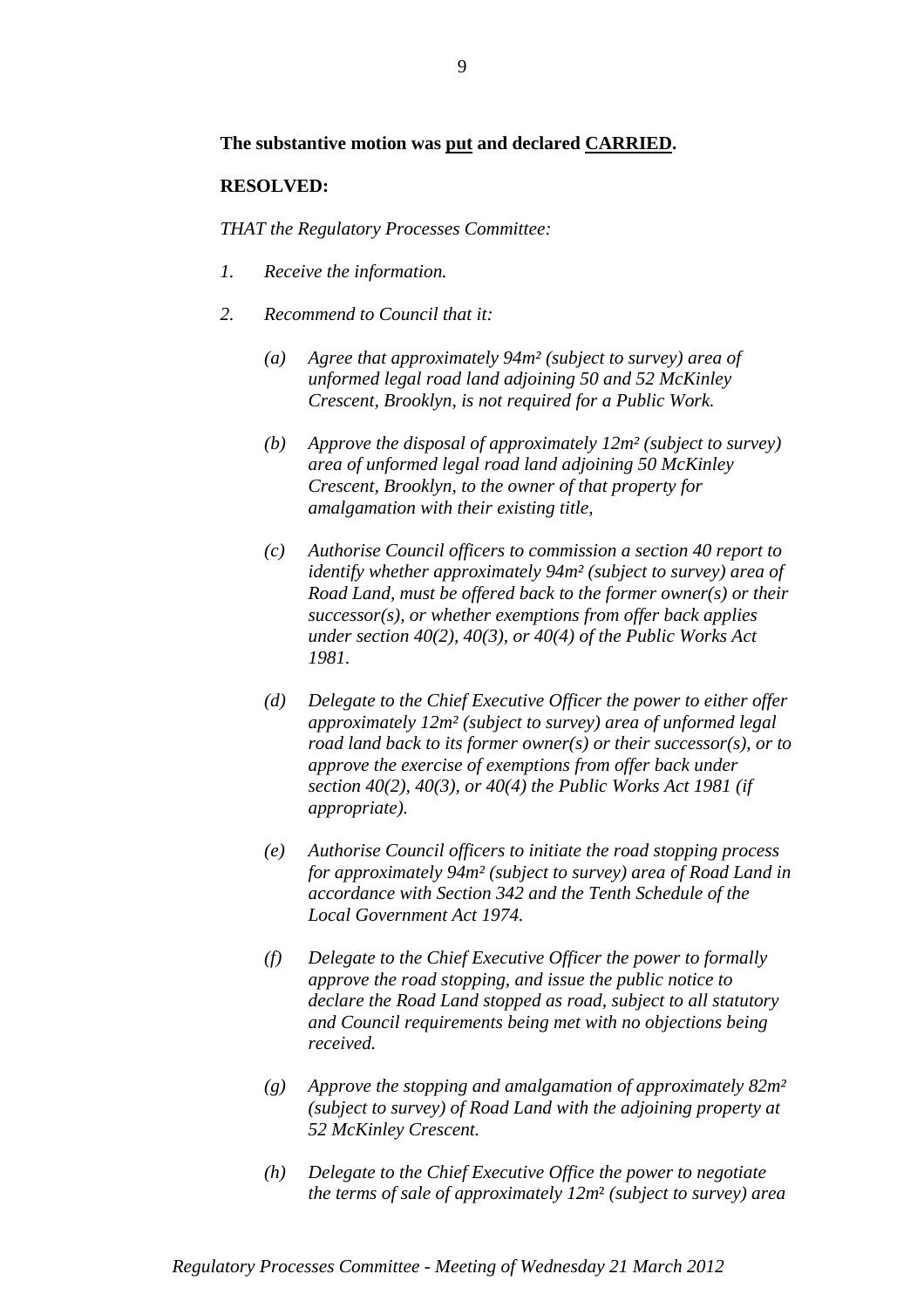**The substantive motion was <u>put</u> and declared <u>CARRIED</u>.**

**RESOLVED:**

*THAT the Regulatory Processes Committee:*

1. *Receive the information.*

2. *Recommend to Council that it:*

   (a) *Agree that approximately 94m² (subject to survey) area of unformed legal road land adjoining 50 and 52 McKinley Crescent, Brooklyn, is not required for a Public Work.*

   (b) *Approve the disposal of approximately 12m² (subject to survey) area of unformed legal road land adjoining 50 McKinley Crescent, Brooklyn, to the owner of that property for amalgamation with their existing title,*

   (c) *Authorise Council officers to commission a section 40 report to identify whether approximately 94m² (subject to survey) area of Road Land, must be offered back to the former owner(s) or their successor(s), or whether exemptions from offer back applies under section 40(2), 40(3), or 40(4) of the Public Works Act 1981.*

   (d) *Delegate to the Chief Executive Officer the power to either offer approximately 12m² (subject to survey) area of unformed legal road land back to its former owner(s) or their successor(s), or to approve the exercise of exemptions from offer back under section 40(2), 40(3), or 40(4) the Public Works Act 1981 (if appropriate).*

   (e) *Authorise Council officers to initiate the road stopping process for approximately 94m² (subject to survey) area of Road Land in accordance with Section 342 and the Tenth Schedule of the Local Government Act 1974.*

   (f) *Delegate to the Chief Executive Officer the power to formally approve the road stopping, and issue the public notice to declare the Road Land stopped as road, subject to all statutory and Council requirements being met with no objections being received.*

   (g) *Approve the stopping and amalgamation of approximately 82m² (subject to survey) of Road Land with the adjoining property at 52 McKinley Crescent.*

   (h) *Delegate to the Chief Executive Office the power to negotiate the terms of sale of approximately 12m² (subject to survey) area*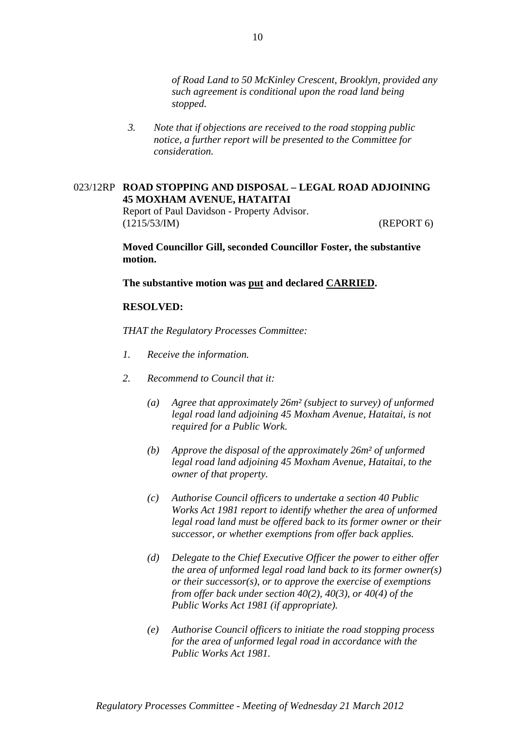*of Road Land to 50 McKinley Crescent, Brooklyn, provided any such agreement is conditional upon the road land being stopped.*

3. *Note that if objections are received to the road stopping public notice, a further report will be presented to the Committee for consideration.*

023/12RP **ROAD STOPPING AND DISPOSAL – LEGAL ROAD ADJOINING 45 MOXHAM AVENUE, HATAITAI**
Report of Paul Davidson - Property Advisor.
(1215/53/IM) (REPORT 6)

**Moved Councillor Gill, seconded Councillor Foster, the substantive motion.**

**The substantive motion was put and declared CARRIED.**

**RESOLVED:**

*THAT the Regulatory Processes Committee:*

1. *Receive the information.*
2. *Recommend to Council that it:*
   - *(a) Agree that approximately 26m² (subject to survey) of unformed legal road land adjoining 45 Moxham Avenue, Hataitai, is not required for a Public Work.*
   - *(b) Approve the disposal of the approximately 26m² of unformed legal road land adjoining 45 Moxham Avenue, Hataitai, to the owner of that property.*
   - *(c) Authorise Council officers to undertake a section 40 Public Works Act 1981 report to identify whether the area of unformed legal road land must be offered back to its former owner or their successor, or whether exemptions from offer back applies.*
   - *(d) Delegate to the Chief Executive Officer the power to either offer the area of unformed legal road land back to its former owner(s) or their successor(s), or to approve the exercise of exemptions from offer back under section 40(2), 40(3), or 40(4) of the Public Works Act 1981 (if appropriate).*
   - *(e) Authorise Council officers to initiate the road stopping process for the area of unformed legal road in accordance with the Public Works Act 1981.*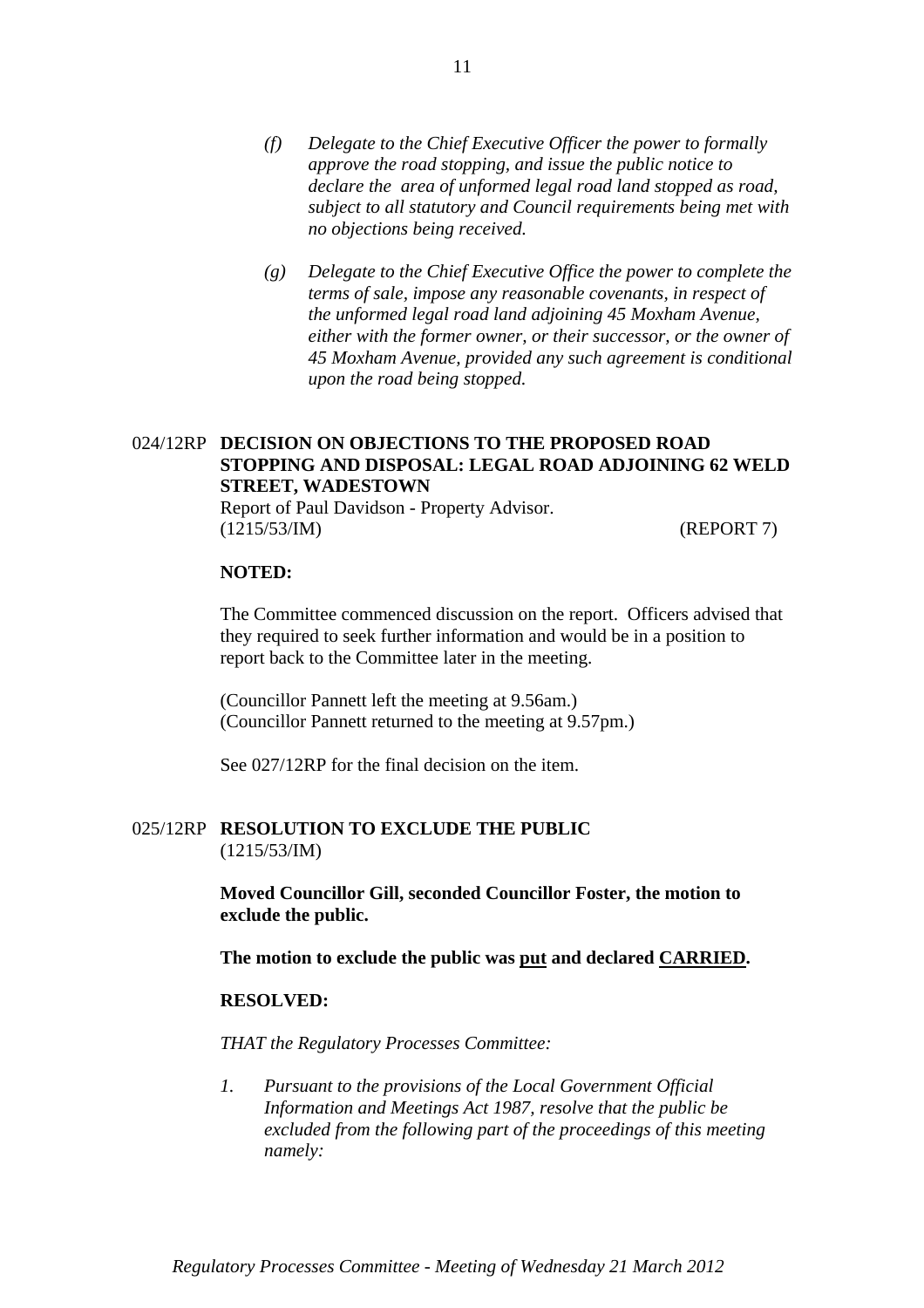*(f) Delegate to the Chief Executive Officer the power to formally approve the road stopping, and issue the public notice to declare the area of unformed legal road land stopped as road, subject to all statutory and Council requirements being met with no objections being received.*

*(g) Delegate to the Chief Executive Office the power to complete the terms of sale, impose any reasonable covenants, in respect of the unformed legal road land adjoining 45 Moxham Avenue, either with the former owner, or their successor, or the owner of 45 Moxham Avenue, provided any such agreement is conditional upon the road being stopped.*

**024/12RP DECISION ON OBJECTIONS TO THE PROPOSED ROAD STOPPING AND DISPOSAL: LEGAL ROAD ADJOINING 62 WELD STREET, WADESTOWN**

Report of Paul Davidson - Property Advisor.
(1215/53/IM) (REPORT 7)

**NOTED:**

The Committee commenced discussion on the report. Officers advised that they required to seek further information and would be in a position to report back to the Committee later in the meeting.

(Councillor Pannett left the meeting at 9.56am.)
(Councillor Pannett returned to the meeting at 9.57pm.)

See 027/12RP for the final decision on the item.

**025/12RP RESOLUTION TO EXCLUDE THE PUBLIC**

(1215/53/IM)

**Moved Councillor Gill, seconded Councillor Foster, the motion to exclude the public.**

**The motion to exclude the public was <u>put</u> and declared <u>CARRIED</u>.**

**RESOLVED:**

*THAT the Regulatory Processes Committee:*

*1. Pursuant to the provisions of the Local Government Official Information and Meetings Act 1987, resolve that the public be excluded from the following part of the proceedings of this meeting namely:*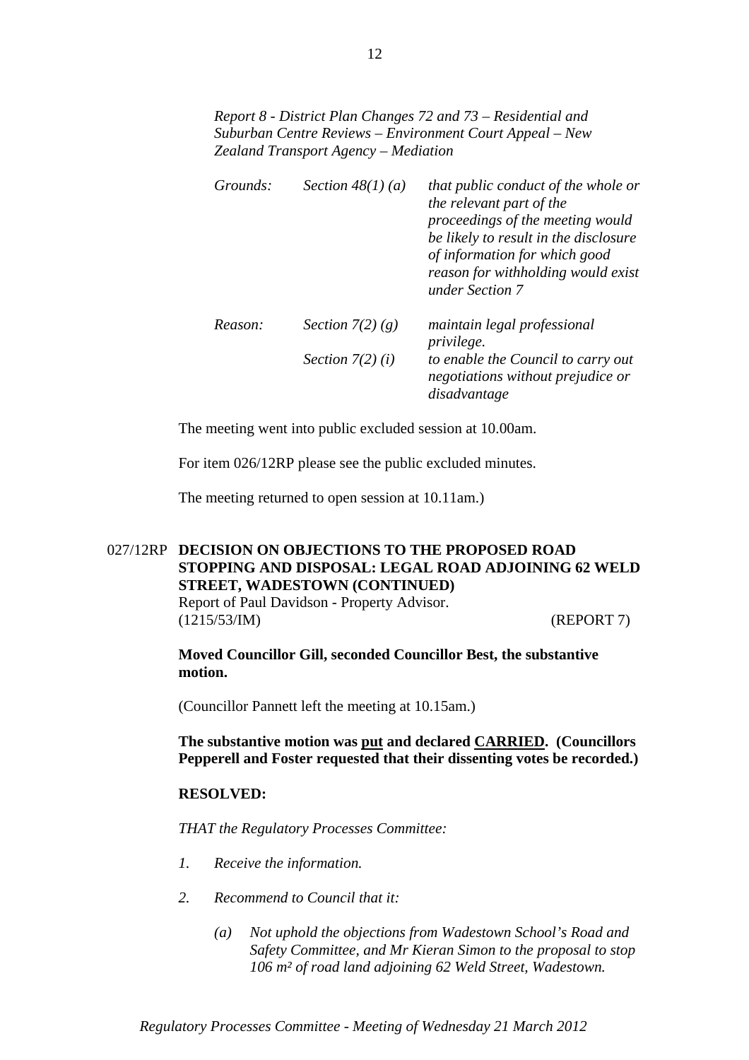*Report 8 - District Plan Changes 72 and 73 – Residential and Suburban Centre Reviews – Environment Court Appeal – New Zealand Transport Agency – Mediation*

| | | |
|---|---|---|
| *Grounds:* | *Section 48(1) (a)* | *that public conduct of the whole or the relevant part of the proceedings of the meeting would be likely to result in the disclosure of information for which good reason for withholding would exist under Section 7* |
| *Reason:* | *Section 7(2) (g)* | *maintain legal professional privilege.* |
| | *Section 7(2) (i)* | *to enable the Council to carry out negotiations without prejudice or disadvantage* |

The meeting went into public excluded session at 10.00am.

For item 026/12RP please see the public excluded minutes.

The meeting returned to open session at 10.11am.)

027/12RP **DECISION ON OBJECTIONS TO THE PROPOSED ROAD STOPPING AND DISPOSAL: LEGAL ROAD ADJOINING 62 WELD STREET, WADESTOWN (CONTINUED)**
Report of Paul Davidson - Property Advisor.
(1215/53/IM) (REPORT 7)

**Moved Councillor Gill, seconded Councillor Best, the substantive motion.**

(Councillor Pannett left the meeting at 10.15am.)

**The substantive motion was <u>put</u> and declared <u>CARRIED</u>. (Councillors Pepperell and Foster requested that their dissenting votes be recorded.)**

**RESOLVED:**

*THAT the Regulatory Processes Committee:*

1. *Receive the information.*
2. *Recommend to Council that it:*
   (a) *Not uphold the objections from Wadestown School's Road and Safety Committee, and Mr Kieran Simon to the proposal to stop 106 m² of road land adjoining 62 Weld Street, Wadestown.*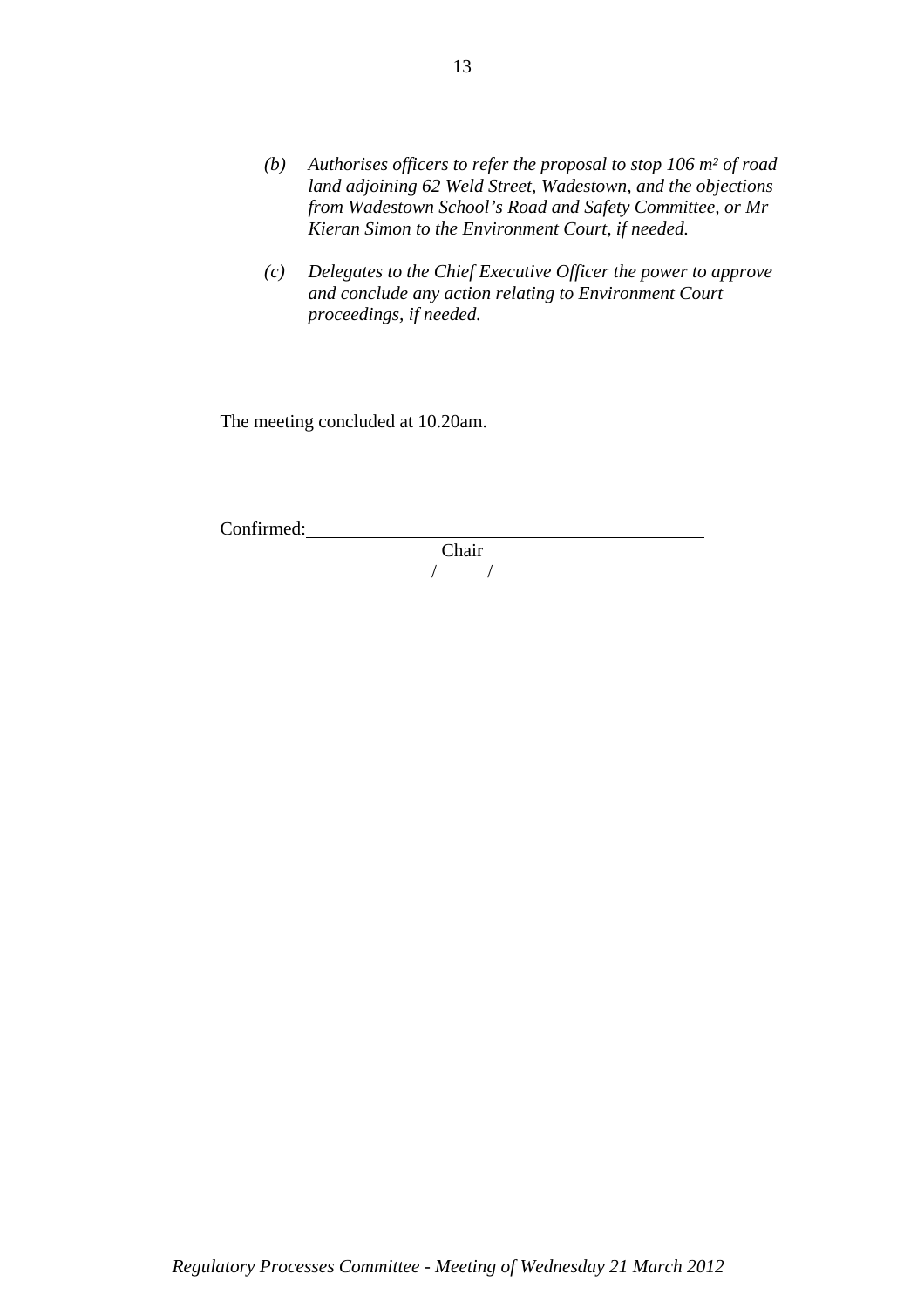*(b)* *Authorises officers to refer the proposal to stop 106 m² of road land adjoining 62 Weld Street, Wadestown, and the objections from Wadestown School's Road and Safety Committee, or Mr Kieran Simon to the Environment Court, if needed.*

*(c)* *Delegates to the Chief Executive Officer the power to approve and conclude any action relating to Environment Court proceedings, if needed.*

The meeting concluded at 10.20am.

Confirmed: ____________________________________

Chair

/ /